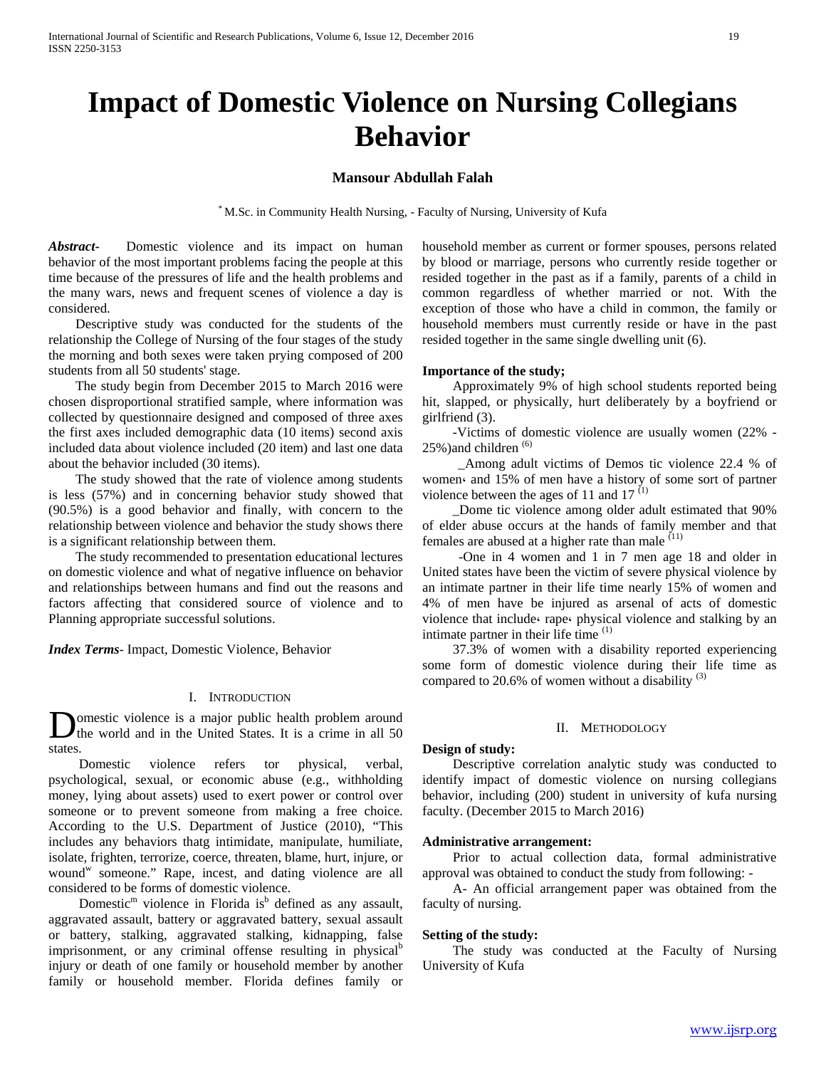# Impact of Domestic Violence on Nursing Collegians Behavior

**Mansour Abdullah Falah**

[*] M.Sc. in Community Health Nursing, - Faculty of Nursing, University of Kufa

***Abstract-*** Domestic violence and its impact on human behavior of the most important problems facing the people at this time because of the pressures of life and the health problems and the many wars, news and frequent scenes of violence a day is considered.

Descriptive study was conducted for the students of the relationship the College of Nursing of the four stages of the study the morning and both sexes were taken prying composed of 200 students from all 50 students' stage.

The study begin from December 2015 to March 2016 were chosen disproportional stratified sample, where information was collected by questionnaire designed and composed of three axes the first axes included demographic data (10 items) second axis included data about violence included (20 item) and last one data about the behavior included (30 items).

The study showed that the rate of violence among students is less (57%) and in concerning behavior study showed that (90.5%) is a good behavior and finally, with concern to the relationship between violence and behavior the study shows there is a significant relationship between them.

The study recommended to presentation educational lectures on domestic violence and what of negative influence on behavior and relationships between humans and find out the reasons and factors affecting that considered source of violence and to Planning appropriate successful solutions.

***Index Terms*-** Impact, Domestic Violence, Behavior

## I. Introduction

Domestic violence is a major public health problem around the world and in the United States. It is a crime in all 50 states.

Domestic violence refers tor physical, verbal, psychological, sexual, or economic abuse (e.g., withholding money, lying about assets) used to exert power or control over someone or to prevent someone from making a free choice. According to the U.S. Department of Justice (2010), "This includes any behaviors thatg intimidate, manipulate, humiliate, isolate, frighten, terrorize, coerce, threaten, blame, hurt, injure, or wound[w] someone." Rape, incest, and dating violence are all considered to be forms of domestic violence.

Domestic[m] violence in Florida is[b] defined as any assault, aggravated assault, battery or aggravated battery, sexual assault or battery, stalking, aggravated stalking, kidnapping, false imprisonment, or any criminal offense resulting in physical[b] injury or death of one family or household member by another family or household member. Florida defines family or household member as current or former spouses, persons related by blood or marriage, persons who currently reside together or resided together in the past as if a family, parents of a child in common regardless of whether married or not. With the exception of those who have a child in common, the family or household members must currently reside or have in the past resided together in the same single dwelling unit (6).

**Importance of the study;**

Approximately 9% of high school students reported being hit, slapped, or physically, hurt deliberately by a boyfriend or girlfriend (3).

-Victims of domestic violence are usually women (22% - 25%)and children [(6)]

_Among adult victims of Demos tic violence 22.4 % of women، and 15% of men have a history of some sort of partner violence between the ages of 11 and 17 [(1)]

_Dome tic violence among older adult estimated that 90% of elder abuse occurs at the hands of family member and that females are abused at a higher rate than male [(11)]

-One in 4 women and 1 in 7 men age 18 and older in United states have been the victim of severe physical violence by an intimate partner in their life time nearly 15% of women and 4% of men have be injured as arsenal of acts of domestic violence that include، rape، physical violence and stalking by an intimate partner in their life time [(1)]

37.3% of women with a disability reported experiencing some form of domestic violence during their life time as compared to 20.6% of women without a disability [(3)]

## II. Methodology

**Design of study:**

Descriptive correlation analytic study was conducted to identify impact of domestic violence on nursing collegians behavior, including (200) student in university of kufa nursing faculty. (December 2015 to March 2016)

**Administrative arrangement:**

Prior to actual collection data, formal administrative approval was obtained to conduct the study from following: -

A- An official arrangement paper was obtained from the faculty of nursing.

**Setting of the study:**

The study was conducted at the Faculty of Nursing University of Kufa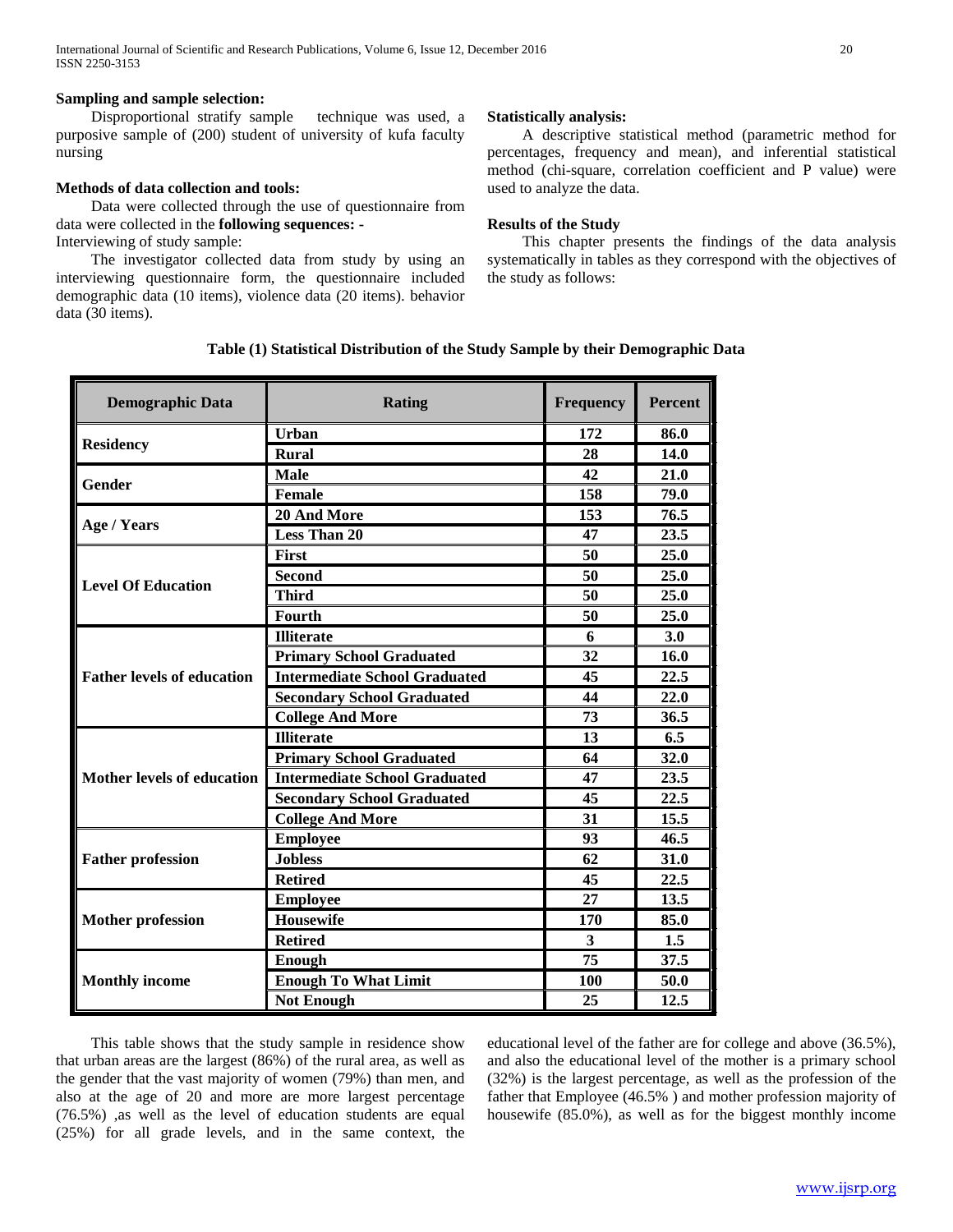### Sampling and sample selection:

Disproportional stratify sample technique was used, a purposive sample of (200) student of university of kufa faculty nursing

### Methods of data collection and tools:

Data were collected through the use of questionnaire from data were collected in the **following sequences: -**

Interviewing of study sample:

The investigator collected data from study by using an interviewing questionnaire form, the questionnaire included demographic data (10 items), violence data (20 items). behavior data (30 items).

### Statistically analysis:

A descriptive statistical method (parametric method for percentages, frequency and mean), and inferential statistical method (chi-square, correlation coefficient and P value) were used to analyze the data.

### Results of the Study

This chapter presents the findings of the data analysis systematically in tables as they correspond with the objectives of the study as follows:

**Table (1) Statistical Distribution of the Study Sample by their Demographic Data**

| Demographic Data | Rating | Frequency | Percent |
|---|---|---|---|
| Residency | Urban | 172 | 86.0 |
| | Rural | 28 | 14.0 |
| Gender | Male | 42 | 21.0 |
| | Female | 158 | 79.0 |
| Age / Years | 20 And More | 153 | 76.5 |
| | Less Than 20 | 47 | 23.5 |
| Level Of Education | First | 50 | 25.0 |
| | Second | 50 | 25.0 |
| | Third | 50 | 25.0 |
| | Fourth | 50 | 25.0 |
| Father levels of education | Illiterate | 6 | 3.0 |
| | Primary School Graduated | 32 | 16.0 |
| | Intermediate School Graduated | 45 | 22.5 |
| | Secondary School Graduated | 44 | 22.0 |
| | College And More | 73 | 36.5 |
| Mother levels of education | Illiterate | 13 | 6.5 |
| | Primary School Graduated | 64 | 32.0 |
| | Intermediate School Graduated | 47 | 23.5 |
| | Secondary School Graduated | 45 | 22.5 |
| | College And More | 31 | 15.5 |
| Father profession | Employee | 93 | 46.5 |
| | Jobless | 62 | 31.0 |
| | Retired | 45 | 22.5 |
| Mother profession | Employee | 27 | 13.5 |
| | Housewife | 170 | 85.0 |
| | Retired | 3 | 1.5 |
| Monthly income | Enough | 75 | 37.5 |
| | Enough To What Limit | 100 | 50.0 |
| | Not Enough | 25 | 12.5 |

This table shows that the study sample in residence show that urban areas are the largest (86%) of the rural area, as well as the gender that the vast majority of women (79%) than men, and also at the age of 20 and more are more largest percentage (76.5%) ,as well as the level of education students are equal (25%) for all grade levels, and in the same context, the educational level of the father are for college and above (36.5%), and also the educational level of the mother is a primary school (32%) is the largest percentage, as well as the profession of the father that Employee (46.5% ) and mother profession majority of housewife (85.0%), as well as for the biggest monthly income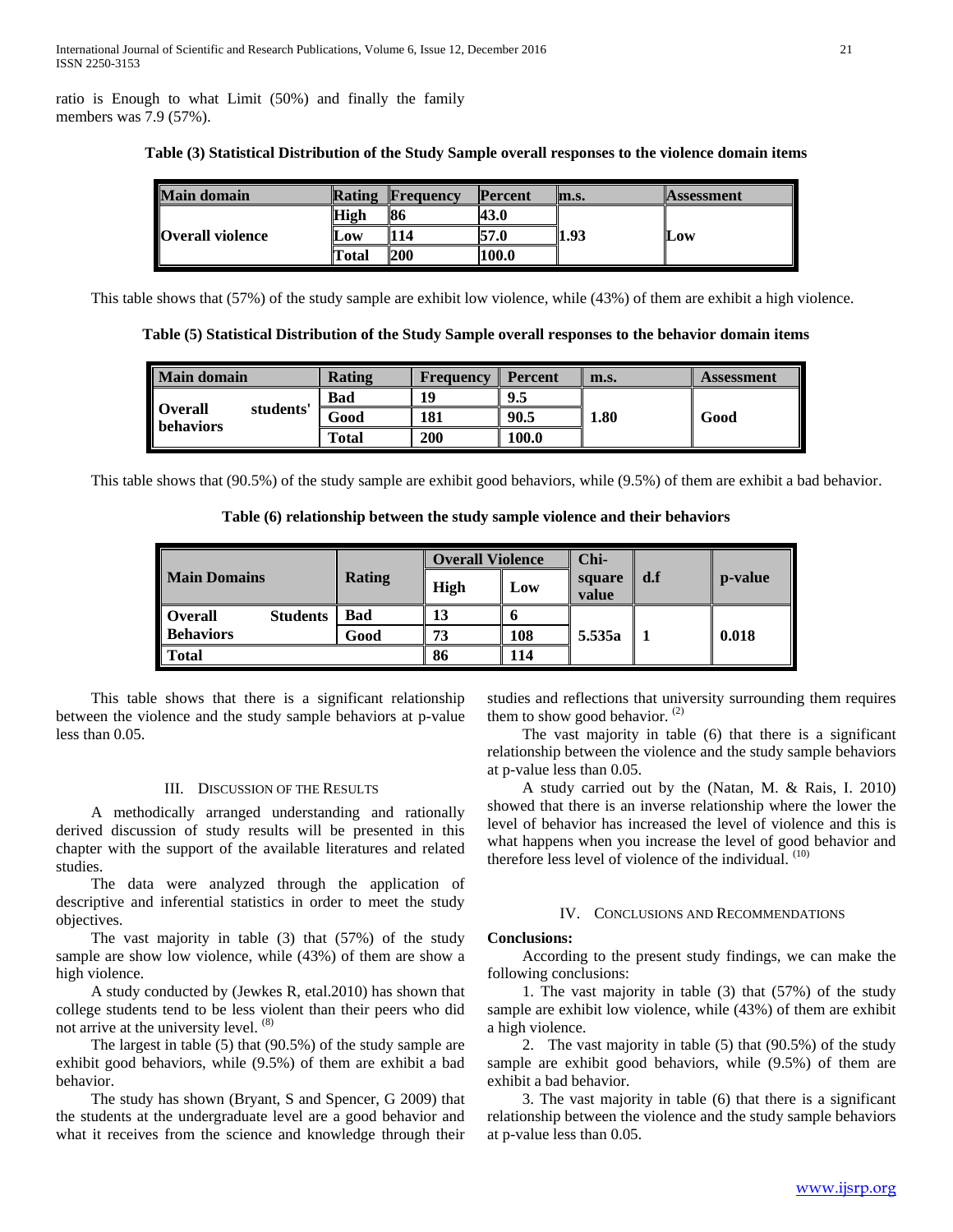ratio is Enough to what Limit (50%) and finally the family members was 7.9 (57%).

**Table (3) Statistical Distribution of the Study Sample overall responses to the violence domain items**

| Main domain | Rating | Frequency | Percent | m.s. | Assessment |
|---|---|---|---|---|---|
| Overall violence | High | 86 | 43.0 | 1.93 | Low |
| | Low | 114 | 57.0 | | |
| | Total | 200 | 100.0 | | |

This table shows that (57%) of the study sample are exhibit low violence, while (43%) of them are exhibit a high violence.

**Table (5) Statistical Distribution of the Study Sample overall responses to the behavior domain items**

| Main domain | Rating | Frequency | Percent | m.s. | Assessment |
|---|---|---|---|---|---|
| Overall students' behaviors | Bad | 19 | 9.5 | 1.80 | Good |
| | Good | 181 | 90.5 | | |
| | Total | 200 | 100.0 | | |

This table shows that (90.5%) of the study sample are exhibit good behaviors, while (9.5%) of them are exhibit a bad behavior.

**Table (6) relationship between the study sample violence and their behaviors**

| Main Domains | Rating | Overall Violence | | Chi-square value | d.f | p-value |
|---|---|---|---|---|---|---|
| | | High | Low | | | |
| Overall Students Behaviors | Bad | 13 | 6 | 5.535a | 1 | 0.018 |
| | Good | 73 | 108 | | | |
| Total | | 86 | 114 | | | |

This table shows that there is a significant relationship between the violence and the study sample behaviors at p-value less than 0.05.

## III. Discussion of the Results

A methodically arranged understanding and rationally derived discussion of study results will be presented in this chapter with the support of the available literatures and related studies.

The data were analyzed through the application of descriptive and inferential statistics in order to meet the study objectives.

The vast majority in table (3) that (57%) of the study sample are show low violence, while (43%) of them are show a high violence.

A study conducted by (Jewkes R, etal.2010) has shown that college students tend to be less violent than their peers who did not arrive at the university level. [8]

The largest in table (5) that (90.5%) of the study sample are exhibit good behaviors, while (9.5%) of them are exhibit a bad behavior.

The study has shown (Bryant, S and Spencer, G 2009) that the students at the undergraduate level are a good behavior and what it receives from the science and knowledge through their studies and reflections that university surrounding them requires them to show good behavior. [2]

The vast majority in table (6) that there is a significant relationship between the violence and the study sample behaviors at p-value less than 0.05.

A study carried out by the (Natan, M. & Rais, I. 2010) showed that there is an inverse relationship where the lower the level of behavior has increased the level of violence and this is what happens when you increase the level of good behavior and therefore less level of violence of the individual. [10]

## IV. Conclusions and Recommendations

**Conclusions:**

According to the present study findings, we can make the following conclusions:

1. The vast majority in table (3) that (57%) of the study sample are exhibit low violence, while (43%) of them are exhibit a high violence.
2. The vast majority in table (5) that (90.5%) of the study sample are exhibit good behaviors, while (9.5%) of them are exhibit a bad behavior.
3. The vast majority in table (6) that there is a significant relationship between the violence and the study sample behaviors at p-value less than 0.05.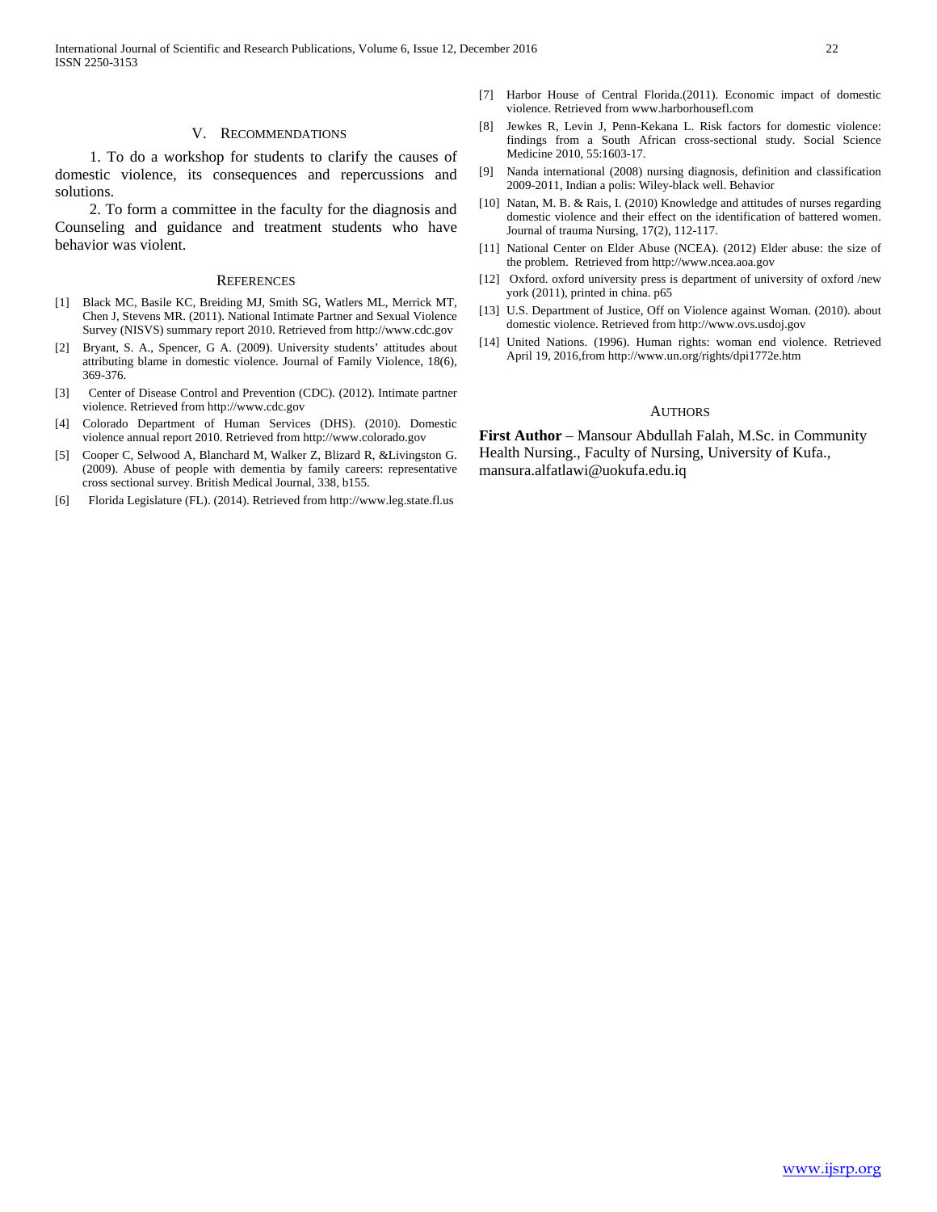## V. Recommendations

1. To do a workshop for students to clarify the causes of domestic violence, its consequences and repercussions and solutions.

2. To form a committee in the faculty for the diagnosis and Counseling and guidance and treatment students who have behavior was violent.

## References

[1] Black MC, Basile KC, Breiding MJ, Smith SG, Watlers ML, Merrick MT, Chen J, Stevens MR. (2011). National Intimate Partner and Sexual Violence Survey (NISVS) summary report 2010. Retrieved from http://www.cdc.gov

[2] Bryant, S. A., Spencer, G A. (2009). University students' attitudes about attributing blame in domestic violence. Journal of Family Violence, 18(6), 369-376.

[3] Center of Disease Control and Prevention (CDC). (2012). Intimate partner violence. Retrieved from http://www.cdc.gov

[4] Colorado Department of Human Services (DHS). (2010). Domestic violence annual report 2010. Retrieved from http://www.colorado.gov

[5] Cooper C, Selwood A, Blanchard M, Walker Z, Blizard R, &Livingston G. (2009). Abuse of people with dementia by family careers: representative cross sectional survey. British Medical Journal, 338, b155.

[6] Florida Legislature (FL). (2014). Retrieved from http://www.leg.state.fl.us

[7] Harbor House of Central Florida.(2011). Economic impact of domestic violence. Retrieved from www.harborhousefl.com

[8] Jewkes R, Levin J, Penn-Kekana L. Risk factors for domestic violence: findings from a South African cross-sectional study. Social Science Medicine 2010, 55:1603-17.

[9] Nanda international (2008) nursing diagnosis, definition and classification 2009-2011, Indian a polis: Wiley-black well. Behavior

[10] Natan, M. B. & Rais, I. (2010) Knowledge and attitudes of nurses regarding domestic violence and their effect on the identification of battered women. Journal of trauma Nursing, 17(2), 112-117.

[11] National Center on Elder Abuse (NCEA). (2012) Elder abuse: the size of the problem. Retrieved from http://www.ncea.aoa.gov

[12] Oxford. oxford university press is department of university of oxford /new york (2011), printed in china. p65

[13] U.S. Department of Justice, Off on Violence against Woman. (2010). about domestic violence. Retrieved from http://www.ovs.usdoj.gov

[14] United Nations. (1996). Human rights: woman end violence. Retrieved April 19, 2016,from http://www.un.org/rights/dpi1772e.htm

## Authors

**First Author** – Mansour Abdullah Falah, M.Sc. in Community Health Nursing., Faculty of Nursing, University of Kufa., mansura.alfatlawi@uokufa.edu.iq